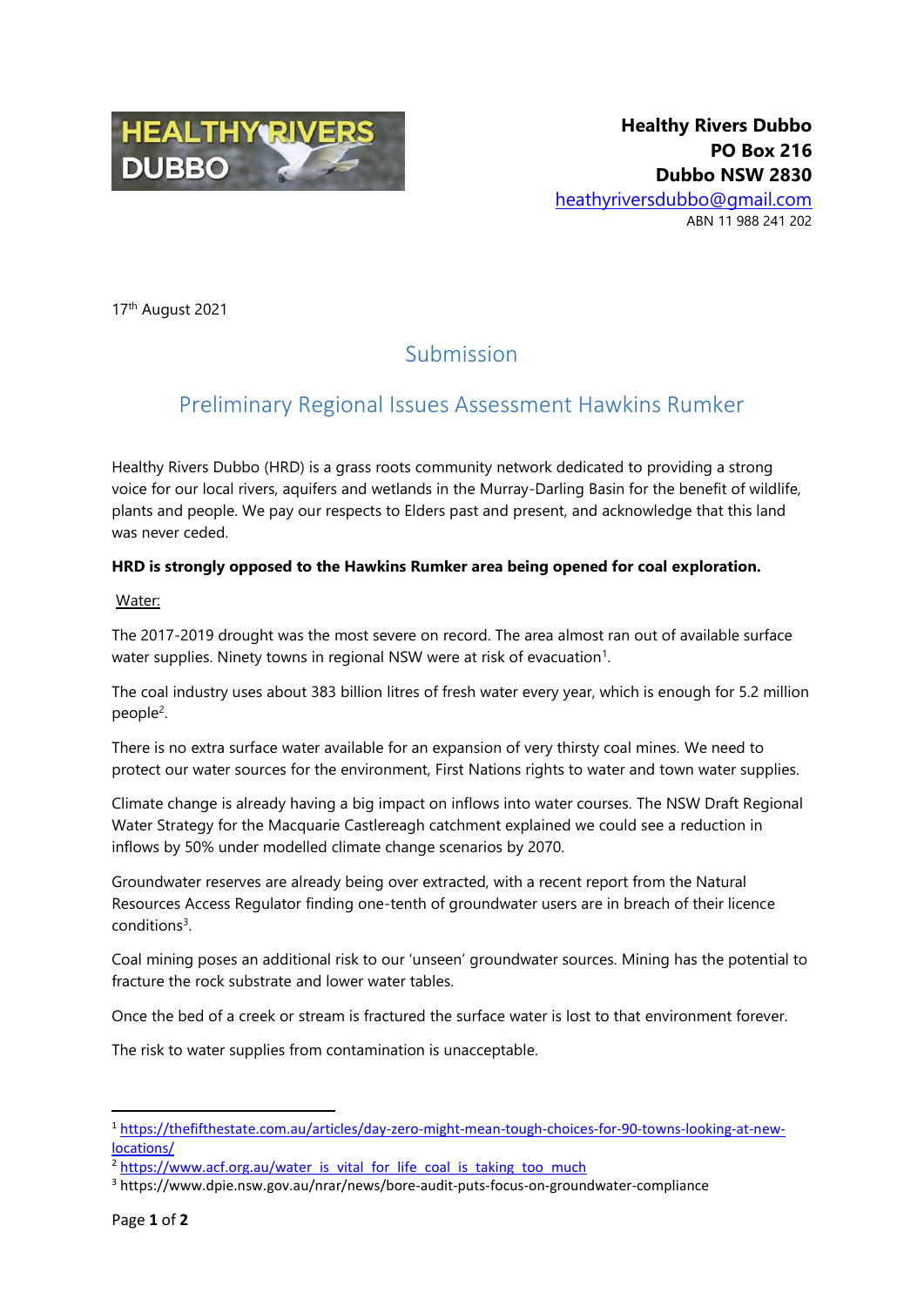**Healthy Rivers Dubbo**
**PO Box 216**
**Dubbo NSW 2830**
heathyriversdubbo@gmail.com
ABN 11 988 241 202

17th August 2021

## Submission

## Preliminary Regional Issues Assessment Hawkins Rumker

Healthy Rivers Dubbo (HRD) is a grass roots community network dedicated to providing a strong voice for our local rivers, aquifers and wetlands in the Murray-Darling Basin for the benefit of wildlife, plants and people. We pay our respects to Elders past and present, and acknowledge that this land was never ceded.

**HRD is strongly opposed to the Hawkins Rumker area being opened for coal exploration.**

Water:

The 2017-2019 drought was the most severe on record. The area almost ran out of available surface water supplies. Ninety towns in regional NSW were at risk of evacuation[1].

The coal industry uses about 383 billion litres of fresh water every year, which is enough for 5.2 million people[2].

There is no extra surface water available for an expansion of very thirsty coal mines. We need to protect our water sources for the environment, First Nations rights to water and town water supplies.

Climate change is already having a big impact on inflows into water courses. The NSW Draft Regional Water Strategy for the Macquarie Castlereagh catchment explained we could see a reduction in inflows by 50% under modelled climate change scenarios by 2070.

Groundwater reserves are already being over extracted, with a recent report from the Natural Resources Access Regulator finding one-tenth of groundwater users are in breach of their licence conditions[3].

Coal mining poses an additional risk to our 'unseen' groundwater sources. Mining has the potential to fracture the rock substrate and lower water tables.

Once the bed of a creek or stream is fractured the surface water is lost to that environment forever.

The risk to water supplies from contamination is unacceptable.

---

[1] https://thefifthestate.com.au/articles/day-zero-might-mean-tough-choices-for-90-towns-looking-at-new-locations/

[2] https://www.acf.org.au/water_is_vital_for_life_coal_is_taking_too_much

[3] https://www.dpie.nsw.gov.au/nrar/news/bore-audit-puts-focus-on-groundwater-compliance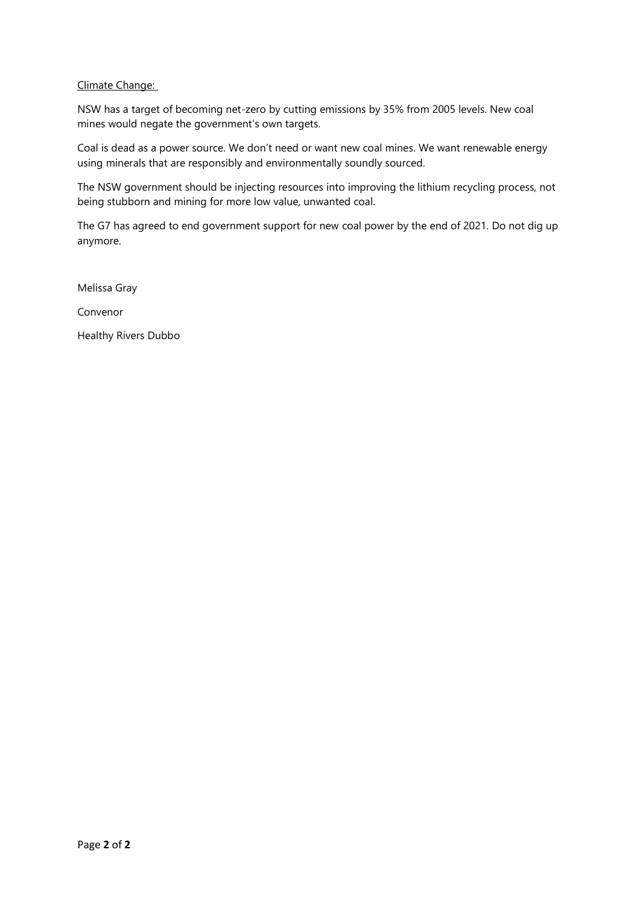<u>Climate Change:</u>

NSW has a target of becoming net-zero by cutting emissions by 35% from 2005 levels. New coal mines would negate the government's own targets.

Coal is dead as a power source. We don't need or want new coal mines. We want renewable energy using minerals that are responsibly and environmentally soundly sourced.

The NSW government should be injecting resources into improving the lithium recycling process, not being stubborn and mining for more low value, unwanted coal.

The G7 has agreed to end government support for new coal power by the end of 2021. Do not dig up anymore.

Melissa Gray

Convenor

Healthy Rivers Dubbo